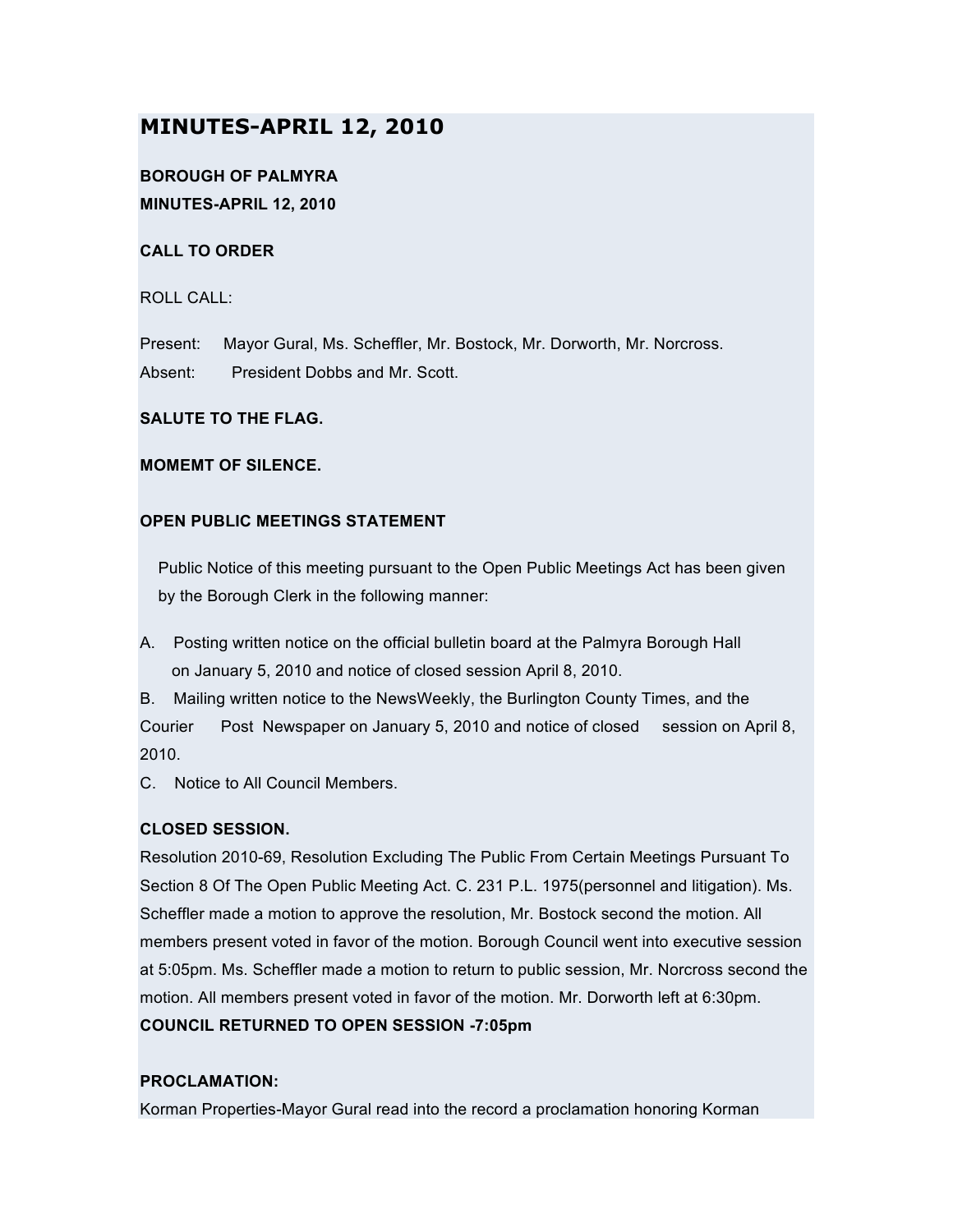# MINUTES-APRIL 12, 2010

**BOROUGH OF PALMYRA**
**MINUTES-APRIL 12, 2010**

**CALL TO ORDER**

ROLL CALL:

Present: Mayor Gural, Ms. Scheffler, Mr. Bostock, Mr. Dorworth, Mr. Norcross.
Absent: President Dobbs and Mr. Scott.

**SALUTE TO THE FLAG.**

**MOMEMT OF SILENCE.**

**OPEN PUBLIC MEETINGS STATEMENT**

Public Notice of this meeting pursuant to the Open Public Meetings Act has been given by the Borough Clerk in the following manner:

A. Posting written notice on the official bulletin board at the Palmyra Borough Hall on January 5, 2010 and notice of closed session April 8, 2010.
B. Mailing written notice to the NewsWeekly, the Burlington County Times, and the Courier Post Newspaper on January 5, 2010 and notice of closed session on April 8, 2010.
C. Notice to All Council Members.

**CLOSED SESSION.**
Resolution 2010-69, Resolution Excluding The Public From Certain Meetings Pursuant To Section 8 Of The Open Public Meeting Act. C. 231 P.L. 1975(personnel and litigation). Ms. Scheffler made a motion to approve the resolution, Mr. Bostock second the motion. All members present voted in favor of the motion. Borough Council went into executive session at 5:05pm. Ms. Scheffler made a motion to return to public session, Mr. Norcross second the motion. All members present voted in favor of the motion. Mr. Dorworth left at 6:30pm.
**COUNCIL RETURNED TO OPEN SESSION -7:05pm**

**PROCLAMATION:**
Korman Properties-Mayor Gural read into the record a proclamation honoring Korman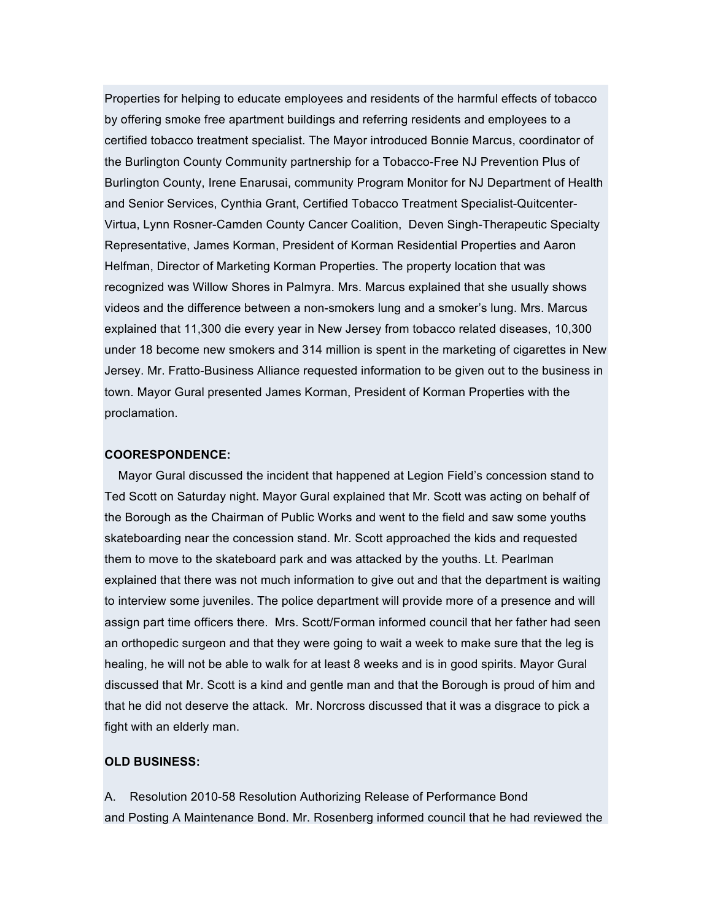Properties for helping to educate employees and residents of the harmful effects of tobacco by offering smoke free apartment buildings and referring residents and employees to a certified tobacco treatment specialist. The Mayor introduced Bonnie Marcus, coordinator of the Burlington County Community partnership for a Tobacco-Free NJ Prevention Plus of Burlington County, Irene Enarusai, community Program Monitor for NJ Department of Health and Senior Services, Cynthia Grant, Certified Tobacco Treatment Specialist-Quitcenter-Virtua, Lynn Rosner-Camden County Cancer Coalition, Deven Singh-Therapeutic Specialty Representative, James Korman, President of Korman Residential Properties and Aaron Helfman, Director of Marketing Korman Properties. The property location that was recognized was Willow Shores in Palmyra. Mrs. Marcus explained that she usually shows videos and the difference between a non-smokers lung and a smoker's lung. Mrs. Marcus explained that 11,300 die every year in New Jersey from tobacco related diseases, 10,300 under 18 become new smokers and 314 million is spent in the marketing of cigarettes in New Jersey. Mr. Fratto-Business Alliance requested information to be given out to the business in town. Mayor Gural presented James Korman, President of Korman Properties with the proclamation.

**COORESPONDENCE:**

Mayor Gural discussed the incident that happened at Legion Field's concession stand to Ted Scott on Saturday night. Mayor Gural explained that Mr. Scott was acting on behalf of the Borough as the Chairman of Public Works and went to the field and saw some youths skateboarding near the concession stand. Mr. Scott approached the kids and requested them to move to the skateboard park and was attacked by the youths. Lt. Pearlman explained that there was not much information to give out and that the department is waiting to interview some juveniles. The police department will provide more of a presence and will assign part time officers there. Mrs. Scott/Forman informed council that her father had seen an orthopedic surgeon and that they were going to wait a week to make sure that the leg is healing, he will not be able to walk for at least 8 weeks and is in good spirits. Mayor Gural discussed that Mr. Scott is a kind and gentle man and that the Borough is proud of him and that he did not deserve the attack. Mr. Norcross discussed that it was a disgrace to pick a fight with an elderly man.

**OLD BUSINESS:**

A. Resolution 2010-58 Resolution Authorizing Release of Performance Bond and Posting A Maintenance Bond. Mr. Rosenberg informed council that he had reviewed the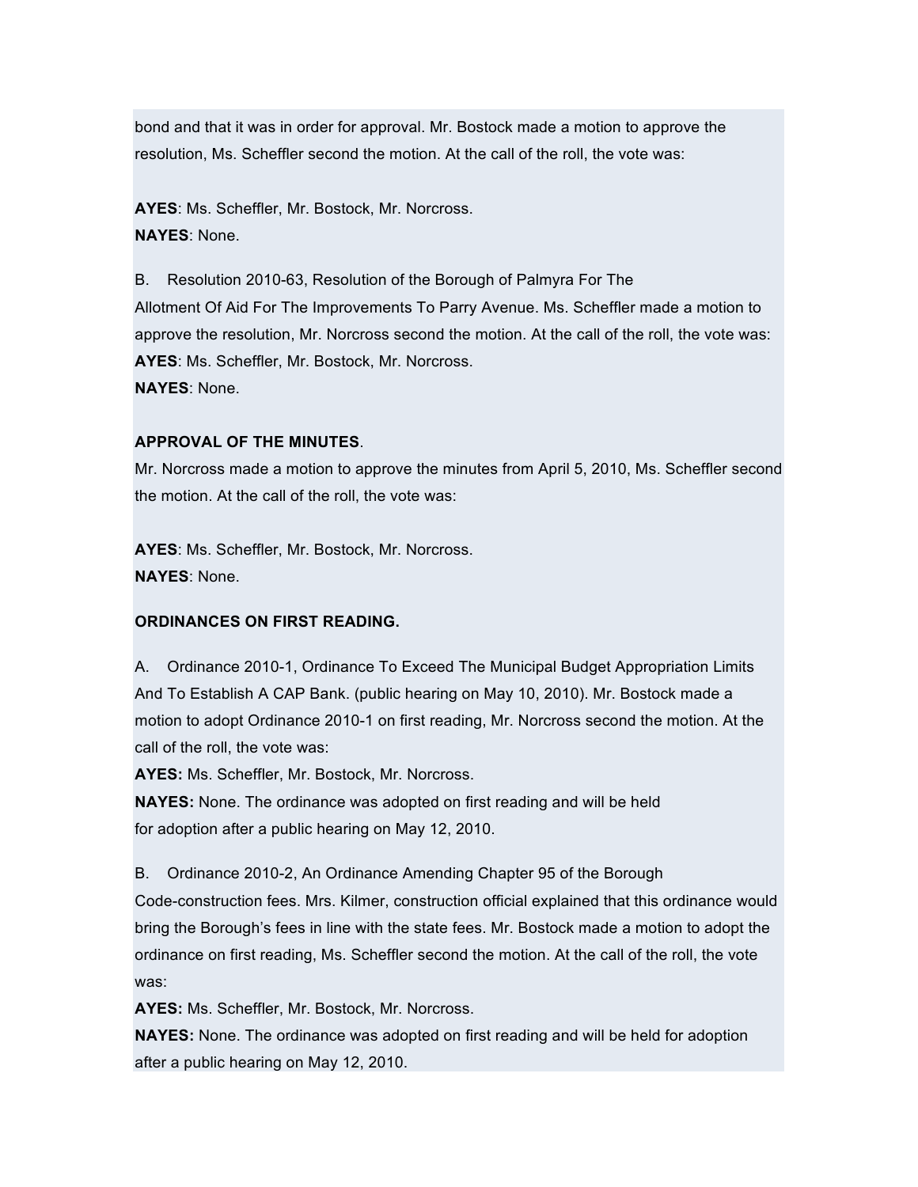bond and that it was in order for approval. Mr. Bostock made a motion to approve the resolution, Ms. Scheffler second the motion. At the call of the roll, the vote was:

**AYES**: Ms. Scheffler, Mr. Bostock, Mr. Norcross.
**NAYES**: None.

B. Resolution 2010-63, Resolution of the Borough of Palmyra For The Allotment Of Aid For The Improvements To Parry Avenue. Ms. Scheffler made a motion to approve the resolution, Mr. Norcross second the motion. At the call of the roll, the vote was:
**AYES**: Ms. Scheffler, Mr. Bostock, Mr. Norcross.
**NAYES**: None.

**APPROVAL OF THE MINUTES**.
Mr. Norcross made a motion to approve the minutes from April 5, 2010, Ms. Scheffler second the motion. At the call of the roll, the vote was:

**AYES**: Ms. Scheffler, Mr. Bostock, Mr. Norcross.
**NAYES**: None.

**ORDINANCES ON FIRST READING.**

A. Ordinance 2010-1, Ordinance To Exceed The Municipal Budget Appropriation Limits And To Establish A CAP Bank. (public hearing on May 10, 2010). Mr. Bostock made a motion to adopt Ordinance 2010-1 on first reading, Mr. Norcross second the motion. At the call of the roll, the vote was:
**AYES:** Ms. Scheffler, Mr. Bostock, Mr. Norcross.
**NAYES:** None. The ordinance was adopted on first reading and will be held for adoption after a public hearing on May 12, 2010.

B. Ordinance 2010-2, An Ordinance Amending Chapter 95 of the Borough Code-construction fees. Mrs. Kilmer, construction official explained that this ordinance would bring the Borough's fees in line with the state fees. Mr. Bostock made a motion to adopt the ordinance on first reading, Ms. Scheffler second the motion. At the call of the roll, the vote was:
**AYES:** Ms. Scheffler, Mr. Bostock, Mr. Norcross.
**NAYES:** None. The ordinance was adopted on first reading and will be held for adoption after a public hearing on May 12, 2010.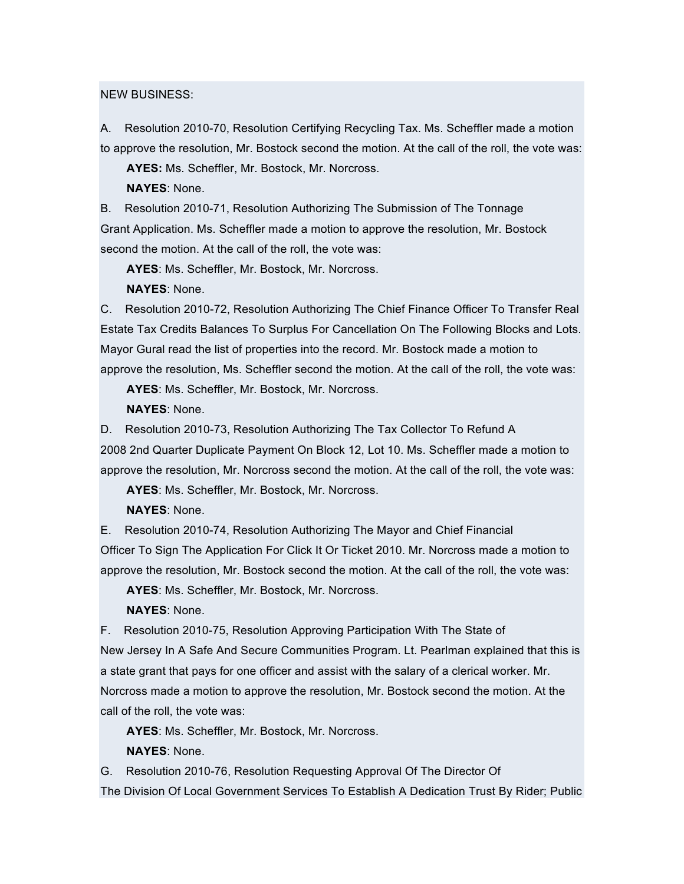NEW BUSINESS:

A. Resolution 2010-70, Resolution Certifying Recycling Tax. Ms. Scheffler made a motion to approve the resolution, Mr. Bostock second the motion. At the call of the roll, the vote was:

**AYES:** Ms. Scheffler, Mr. Bostock, Mr. Norcross.

**NAYES**: None.

B. Resolution 2010-71, Resolution Authorizing The Submission of The Tonnage Grant Application. Ms. Scheffler made a motion to approve the resolution, Mr. Bostock second the motion. At the call of the roll, the vote was:

**AYES**: Ms. Scheffler, Mr. Bostock, Mr. Norcross.

**NAYES**: None.

C. Resolution 2010-72, Resolution Authorizing The Chief Finance Officer To Transfer Real Estate Tax Credits Balances To Surplus For Cancellation On The Following Blocks and Lots. Mayor Gural read the list of properties into the record. Mr. Bostock made a motion to approve the resolution, Ms. Scheffler second the motion. At the call of the roll, the vote was:

**AYES**: Ms. Scheffler, Mr. Bostock, Mr. Norcross.

**NAYES**: None.

D. Resolution 2010-73, Resolution Authorizing The Tax Collector To Refund A 2008 2nd Quarter Duplicate Payment On Block 12, Lot 10. Ms. Scheffler made a motion to approve the resolution, Mr. Norcross second the motion. At the call of the roll, the vote was:

**AYES**: Ms. Scheffler, Mr. Bostock, Mr. Norcross.

**NAYES**: None.

E. Resolution 2010-74, Resolution Authorizing The Mayor and Chief Financial Officer To Sign The Application For Click It Or Ticket 2010. Mr. Norcross made a motion to approve the resolution, Mr. Bostock second the motion. At the call of the roll, the vote was:

**AYES**: Ms. Scheffler, Mr. Bostock, Mr. Norcross.

**NAYES**: None.

F. Resolution 2010-75, Resolution Approving Participation With The State of New Jersey In A Safe And Secure Communities Program. Lt. Pearlman explained that this is a state grant that pays for one officer and assist with the salary of a clerical worker. Mr. Norcross made a motion to approve the resolution, Mr. Bostock second the motion. At the call of the roll, the vote was:

**AYES**: Ms. Scheffler, Mr. Bostock, Mr. Norcross.

**NAYES**: None.

G. Resolution 2010-76, Resolution Requesting Approval Of The Director Of The Division Of Local Government Services To Establish A Dedication Trust By Rider; Public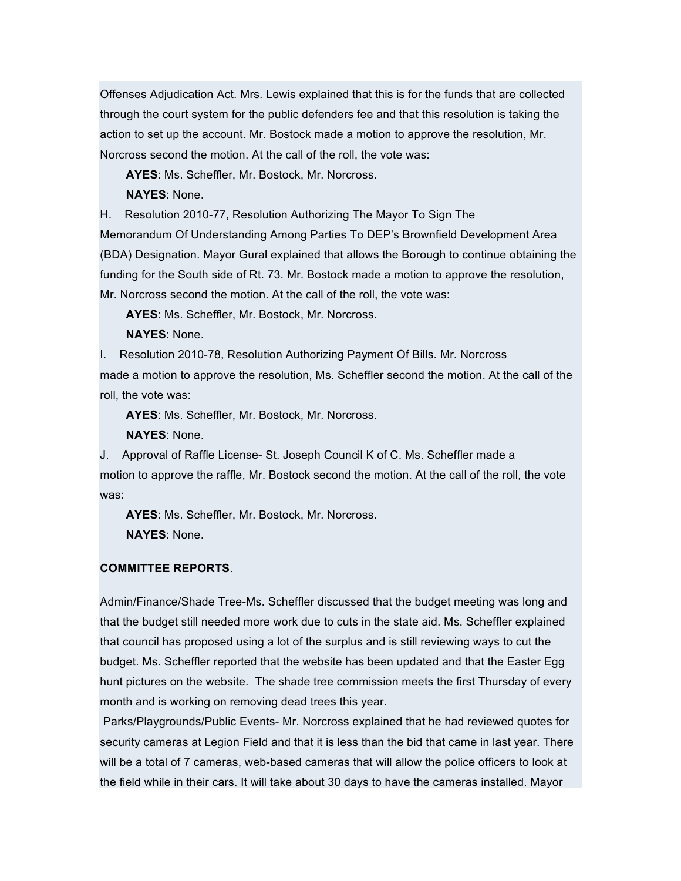Offenses Adjudication Act. Mrs. Lewis explained that this is for the funds that are collected through the court system for the public defenders fee and that this resolution is taking the action to set up the account. Mr. Bostock made a motion to approve the resolution, Mr. Norcross second the motion. At the call of the roll, the vote was:

**AYES**: Ms. Scheffler, Mr. Bostock, Mr. Norcross.

**NAYES**: None.

H. Resolution 2010-77, Resolution Authorizing The Mayor To Sign The Memorandum Of Understanding Among Parties To DEP's Brownfield Development Area (BDA) Designation. Mayor Gural explained that allows the Borough to continue obtaining the funding for the South side of Rt. 73. Mr. Bostock made a motion to approve the resolution, Mr. Norcross second the motion. At the call of the roll, the vote was:

**AYES**: Ms. Scheffler, Mr. Bostock, Mr. Norcross.

**NAYES**: None.

I. Resolution 2010-78, Resolution Authorizing Payment Of Bills. Mr. Norcross made a motion to approve the resolution, Ms. Scheffler second the motion. At the call of the roll, the vote was:

**AYES**: Ms. Scheffler, Mr. Bostock, Mr. Norcross.

**NAYES**: None.

J. Approval of Raffle License- St. Joseph Council K of C. Ms. Scheffler made a motion to approve the raffle, Mr. Bostock second the motion. At the call of the roll, the vote was:

**AYES**: Ms. Scheffler, Mr. Bostock, Mr. Norcross.

**NAYES**: None.

**COMMITTEE REPORTS**.

Admin/Finance/Shade Tree-Ms. Scheffler discussed that the budget meeting was long and that the budget still needed more work due to cuts in the state aid. Ms. Scheffler explained that council has proposed using a lot of the surplus and is still reviewing ways to cut the budget. Ms. Scheffler reported that the website has been updated and that the Easter Egg hunt pictures on the website. The shade tree commission meets the first Thursday of every month and is working on removing dead trees this year.

Parks/Playgrounds/Public Events- Mr. Norcross explained that he had reviewed quotes for security cameras at Legion Field and that it is less than the bid that came in last year. There will be a total of 7 cameras, web-based cameras that will allow the police officers to look at the field while in their cars. It will take about 30 days to have the cameras installed. Mayor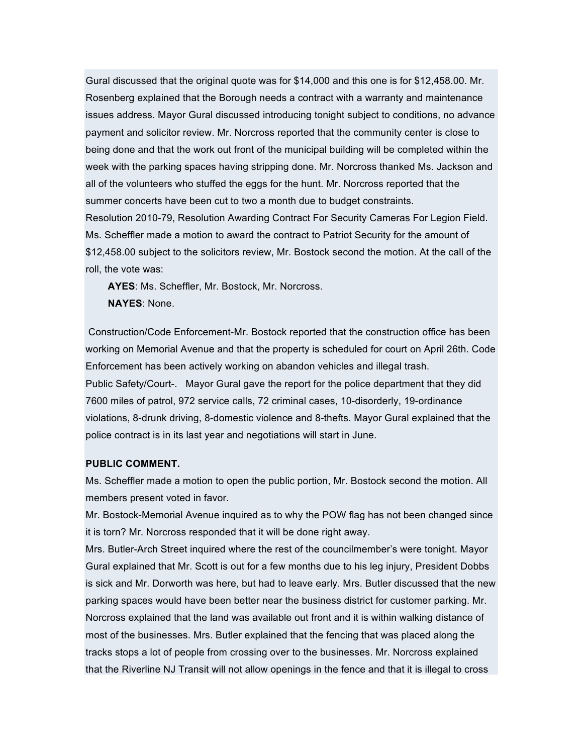Gural discussed that the original quote was for $14,000 and this one is for $12,458.00. Mr. Rosenberg explained that the Borough needs a contract with a warranty and maintenance issues address. Mayor Gural discussed introducing tonight subject to conditions, no advance payment and solicitor review. Mr. Norcross reported that the community center is close to being done and that the work out front of the municipal building will be completed within the week with the parking spaces having stripping done. Mr. Norcross thanked Ms. Jackson and all of the volunteers who stuffed the eggs for the hunt. Mr. Norcross reported that the summer concerts have been cut to two a month due to budget constraints.

Resolution 2010-79, Resolution Awarding Contract For Security Cameras For Legion Field. Ms. Scheffler made a motion to award the contract to Patriot Security for the amount of $12,458.00 subject to the solicitors review, Mr. Bostock second the motion. At the call of the roll, the vote was:

**AYES**: Ms. Scheffler, Mr. Bostock, Mr. Norcross.

**NAYES**: None.

Construction/Code Enforcement-Mr. Bostock reported that the construction office has been working on Memorial Avenue and that the property is scheduled for court on April 26th. Code Enforcement has been actively working on abandon vehicles and illegal trash.

Public Safety/Court-. Mayor Gural gave the report for the police department that they did 7600 miles of patrol, 972 service calls, 72 criminal cases, 10-disorderly, 19-ordinance violations, 8-drunk driving, 8-domestic violence and 8-thefts. Mayor Gural explained that the police contract is in its last year and negotiations will start in June.

**PUBLIC COMMENT.**

Ms. Scheffler made a motion to open the public portion, Mr. Bostock second the motion. All members present voted in favor.

Mr. Bostock-Memorial Avenue inquired as to why the POW flag has not been changed since it is torn? Mr. Norcross responded that it will be done right away.

Mrs. Butler-Arch Street inquired where the rest of the councilmember's were tonight. Mayor Gural explained that Mr. Scott is out for a few months due to his leg injury, President Dobbs is sick and Mr. Dorworth was here, but had to leave early. Mrs. Butler discussed that the new parking spaces would have been better near the business district for customer parking. Mr. Norcross explained that the land was available out front and it is within walking distance of most of the businesses. Mrs. Butler explained that the fencing that was placed along the tracks stops a lot of people from crossing over to the businesses. Mr. Norcross explained that the Riverline NJ Transit will not allow openings in the fence and that it is illegal to cross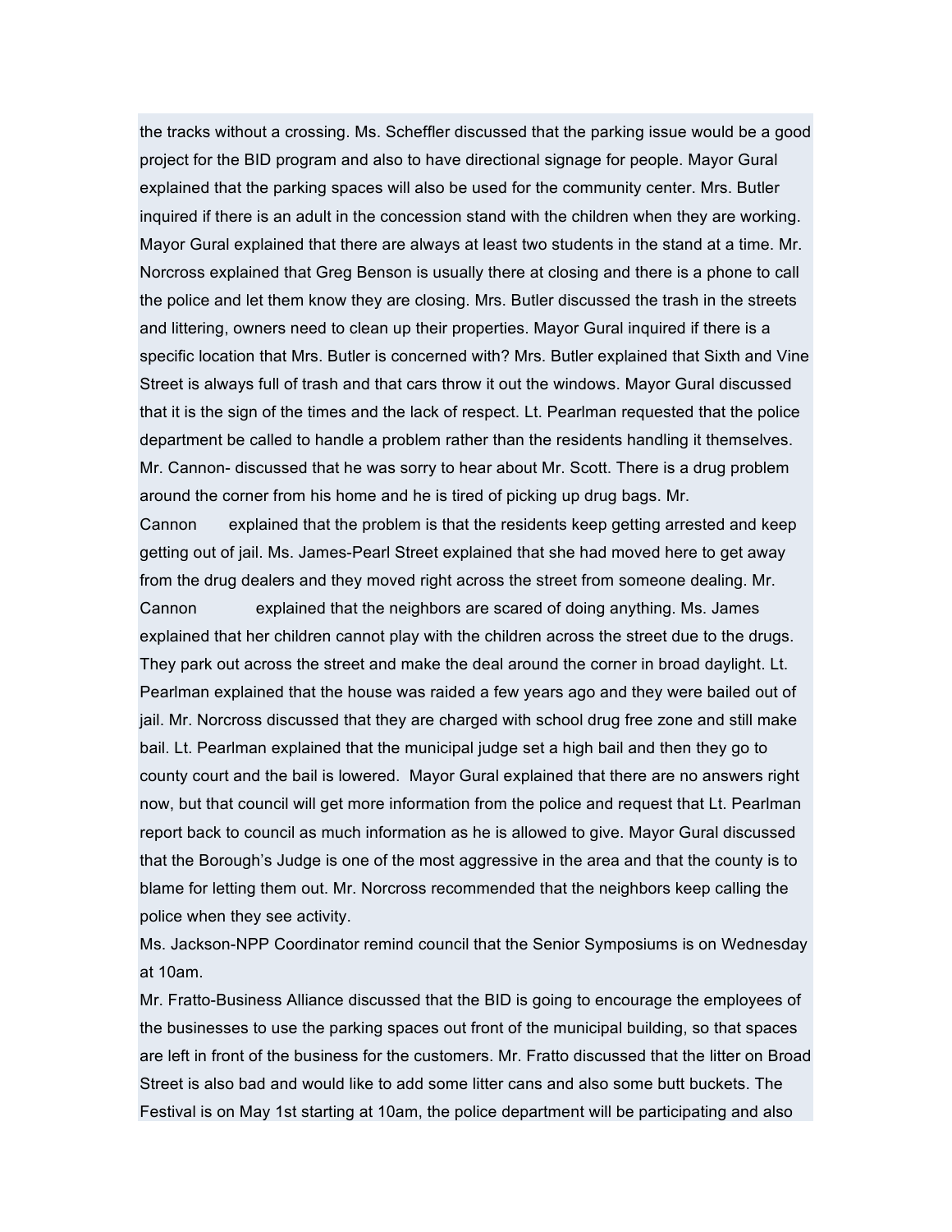the tracks without a crossing. Ms. Scheffler discussed that the parking issue would be a good project for the BID program and also to have directional signage for people. Mayor Gural explained that the parking spaces will also be used for the community center. Mrs. Butler inquired if there is an adult in the concession stand with the children when they are working. Mayor Gural explained that there are always at least two students in the stand at a time. Mr. Norcross explained that Greg Benson is usually there at closing and there is a phone to call the police and let them know they are closing. Mrs. Butler discussed the trash in the streets and littering, owners need to clean up their properties. Mayor Gural inquired if there is a specific location that Mrs. Butler is concerned with? Mrs. Butler explained that Sixth and Vine Street is always full of trash and that cars throw it out the windows. Mayor Gural discussed that it is the sign of the times and the lack of respect. Lt. Pearlman requested that the police department be called to handle a problem rather than the residents handling it themselves. Mr. Cannon- discussed that he was sorry to hear about Mr. Scott. There is a drug problem around the corner from his home and he is tired of picking up drug bags. Mr. Cannon explained that the problem is that the residents keep getting arrested and keep getting out of jail. Ms. James-Pearl Street explained that she had moved here to get away from the drug dealers and they moved right across the street from someone dealing. Mr. Cannon explained that the neighbors are scared of doing anything. Ms. James explained that her children cannot play with the children across the street due to the drugs. They park out across the street and make the deal around the corner in broad daylight. Lt. Pearlman explained that the house was raided a few years ago and they were bailed out of jail. Mr. Norcross discussed that they are charged with school drug free zone and still make bail. Lt. Pearlman explained that the municipal judge set a high bail and then they go to county court and the bail is lowered. Mayor Gural explained that there are no answers right now, but that council will get more information from the police and request that Lt. Pearlman report back to council as much information as he is allowed to give. Mayor Gural discussed that the Borough's Judge is one of the most aggressive in the area and that the county is to blame for letting them out. Mr. Norcross recommended that the neighbors keep calling the police when they see activity.

Ms. Jackson-NPP Coordinator remind council that the Senior Symposiums is on Wednesday at 10am.

Mr. Fratto-Business Alliance discussed that the BID is going to encourage the employees of the businesses to use the parking spaces out front of the municipal building, so that spaces are left in front of the business for the customers. Mr. Fratto discussed that the litter on Broad Street is also bad and would like to add some litter cans and also some butt buckets. The Festival is on May 1st starting at 10am, the police department will be participating and also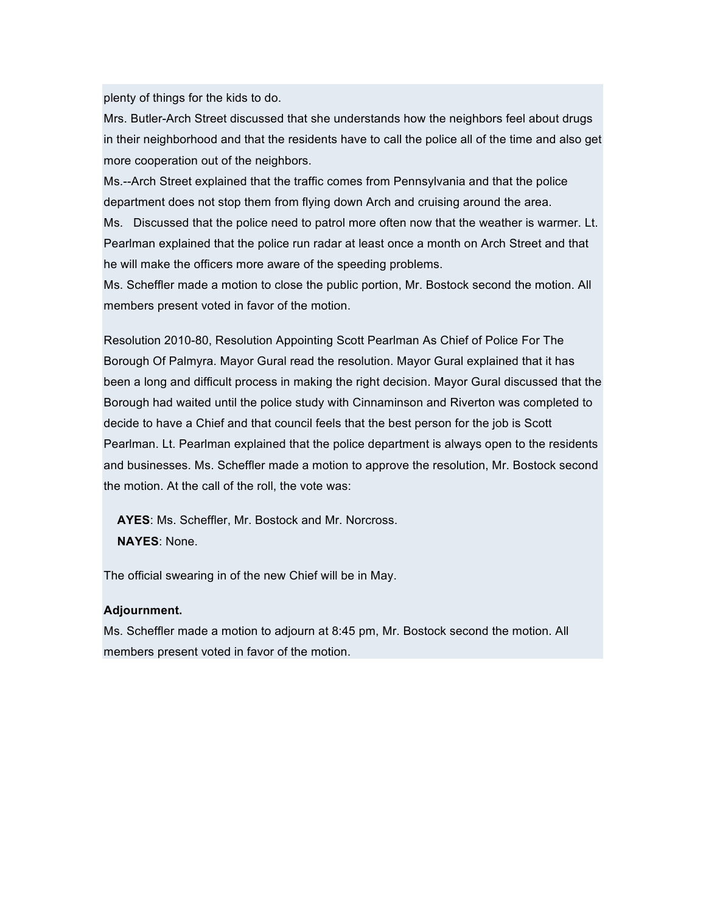plenty of things for the kids to do.

Mrs. Butler-Arch Street discussed that she understands how the neighbors feel about drugs in their neighborhood and that the residents have to call the police all of the time and also get more cooperation out of the neighbors.

Ms.--Arch Street explained that the traffic comes from Pennsylvania and that the police department does not stop them from flying down Arch and cruising around the area.

Ms.   Discussed that the police need to patrol more often now that the weather is warmer. Lt. Pearlman explained that the police run radar at least once a month on Arch Street and that he will make the officers more aware of the speeding problems.

Ms. Scheffler made a motion to close the public portion, Mr. Bostock second the motion. All members present voted in favor of the motion.

Resolution 2010-80, Resolution Appointing Scott Pearlman As Chief of Police For The Borough Of Palmyra. Mayor Gural read the resolution. Mayor Gural explained that it has been a long and difficult process in making the right decision. Mayor Gural discussed that the Borough had waited until the police study with Cinnaminson and Riverton was completed to decide to have a Chief and that council feels that the best person for the job is Scott Pearlman. Lt. Pearlman explained that the police department is always open to the residents and businesses. Ms. Scheffler made a motion to approve the resolution, Mr. Bostock second the motion. At the call of the roll, the vote was:

**AYES**: Ms. Scheffler, Mr. Bostock and Mr. Norcross.

**NAYES**: None.

The official swearing in of the new Chief will be in May.

**Adjournment.**

Ms. Scheffler made a motion to adjourn at 8:45 pm, Mr. Bostock second the motion. All members present voted in favor of the motion.